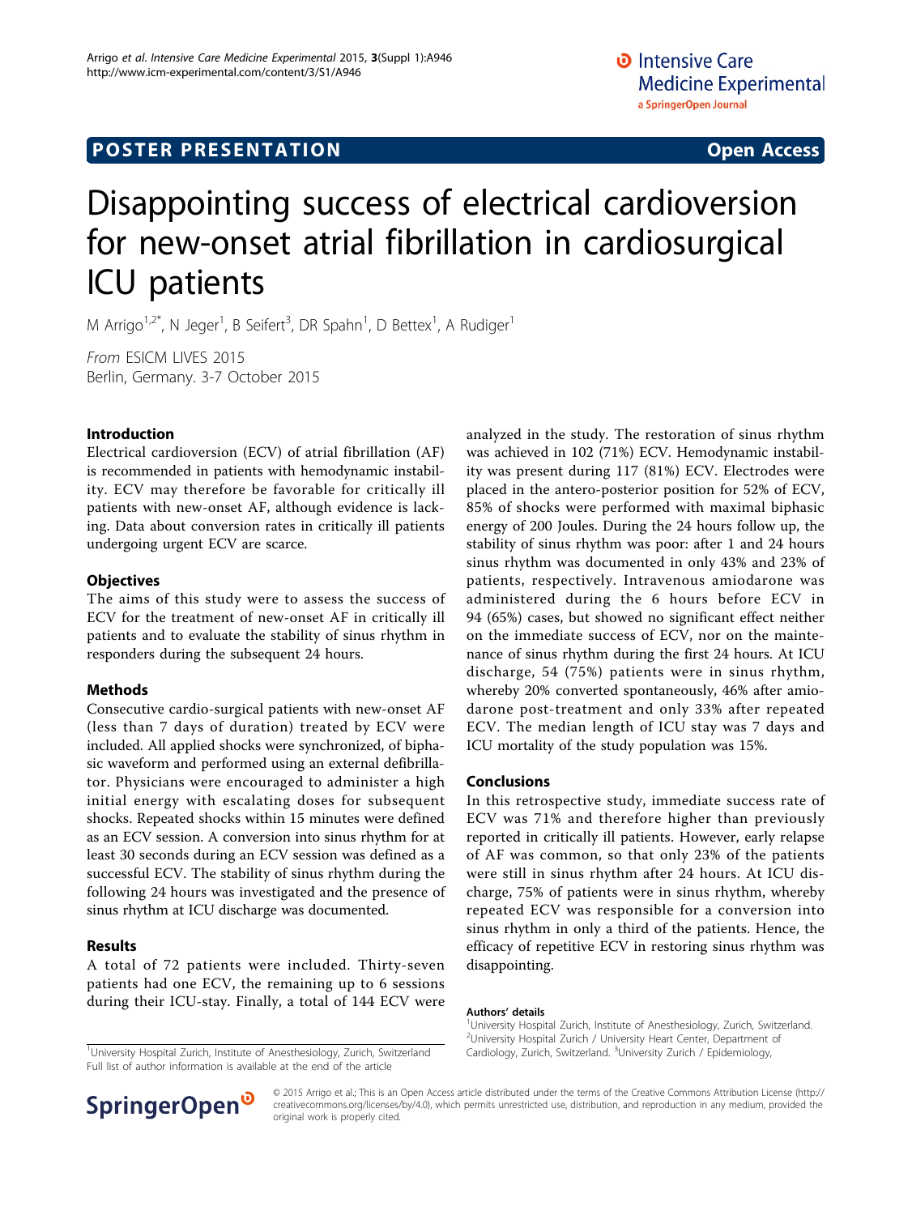POSTER PRESENTATION **Open Access**

# Disappointing success of electrical cardioversion for new-onset atrial fibrillation in cardiosurgical ICU patients

M Arrigo[1,2*], N Jeger[1], B Seifert[3], DR Spahn[1], D Bettex[1], A Rudiger[1]

*From* ESICM LIVES 2015
Berlin, Germany. 3-7 October 2015

## Introduction

Electrical cardioversion (ECV) of atrial fibrillation (AF) is recommended in patients with hemodynamic instability. ECV may therefore be favorable for critically ill patients with new-onset AF, although evidence is lacking. Data about conversion rates in critically ill patients undergoing urgent ECV are scarce.

## Objectives

The aims of this study were to assess the success of ECV for the treatment of new-onset AF in critically ill patients and to evaluate the stability of sinus rhythm in responders during the subsequent 24 hours.

## Methods

Consecutive cardio-surgical patients with new-onset AF (less than 7 days of duration) treated by ECV were included. All applied shocks were synchronized, of biphasic waveform and performed using an external defibrillator. Physicians were encouraged to administer a high initial energy with escalating doses for subsequent shocks. Repeated shocks within 15 minutes were defined as an ECV session. A conversion into sinus rhythm for at least 30 seconds during an ECV session was defined as a successful ECV. The stability of sinus rhythm during the following 24 hours was investigated and the presence of sinus rhythm at ICU discharge was documented.

## Results

A total of 72 patients were included. Thirty-seven patients had one ECV, the remaining up to 6 sessions during their ICU-stay. Finally, a total of 144 ECV were analyzed in the study. The restoration of sinus rhythm was achieved in 102 (71%) ECV. Hemodynamic instability was present during 117 (81%) ECV. Electrodes were placed in the antero-posterior position for 52% of ECV, 85% of shocks were performed with maximal biphasic energy of 200 Joules. During the 24 hours follow up, the stability of sinus rhythm was poor: after 1 and 24 hours sinus rhythm was documented in only 43% and 23% of patients, respectively. Intravenous amiodarone was administered during the 6 hours before ECV in 94 (65%) cases, but showed no significant effect neither on the immediate success of ECV, nor on the maintenance of sinus rhythm during the first 24 hours. At ICU discharge, 54 (75%) patients were in sinus rhythm, whereby 20% converted spontaneously, 46% after amiodarone post-treatment and only 33% after repeated ECV. The median length of ICU stay was 7 days and ICU mortality of the study population was 15%.

## Conclusions

In this retrospective study, immediate success rate of ECV was 71% and therefore higher than previously reported in critically ill patients. However, early relapse of AF was common, so that only 23% of the patients were still in sinus rhythm after 24 hours. At ICU discharge, 75% of patients were in sinus rhythm, whereby repeated ECV was responsible for a conversion into sinus rhythm in only a third of the patients. Hence, the efficacy of repetitive ECV in restoring sinus rhythm was disappointing.

### Authors' details

[1]University Hospital Zurich, Institute of Anesthesiology, Zurich, Switzerland. [2]University Hospital Zurich / University Heart Center, Department of Cardiology, Zurich, Switzerland. [3]University Zurich / Epidemiology,

[1]University Hospital Zurich, Institute of Anesthesiology, Zurich, Switzerland
Full list of author information is available at the end of the article

© 2015 Arrigo et al.; This is an Open Access article distributed under the terms of the Creative Commons Attribution License (http://creativecommons.org/licenses/by/4.0), which permits unrestricted use, distribution, and reproduction in any medium, provided the original work is properly cited.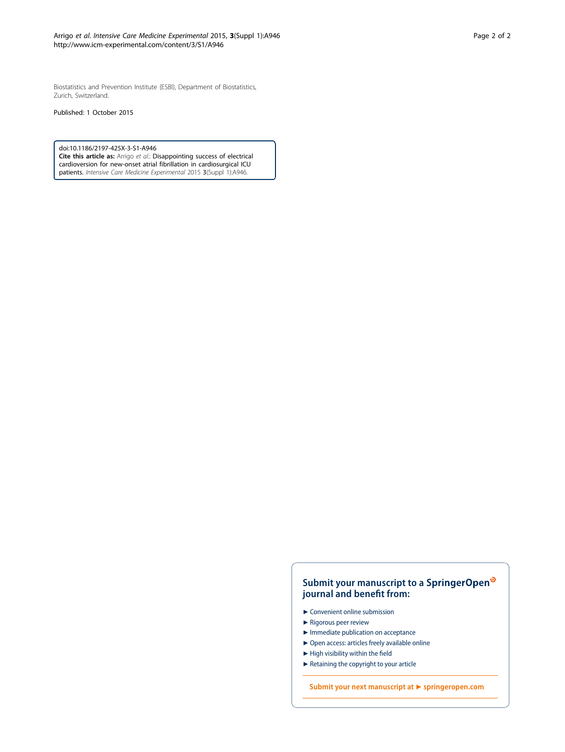Biostatistics and Prevention Institute (ESBI), Department of Biostatistics, Zurich, Switzerland.

Published: 1 October 2015

doi:10.1186/2197-425X-3-S1-A946

**Cite this article as:** Arrigo *et al.*: Disappointing success of electrical cardioversion for new-onset atrial fibrillation in cardiosurgical ICU patients. *Intensive Care Medicine Experimental* 2015 **3**(Suppl 1):A946.

**Submit your manuscript to a SpringerOpen journal and benefit from:**

- ► Convenient online submission
- ► Rigorous peer review
- ► Immediate publication on acceptance
- ► Open access: articles freely available online
- ► High visibility within the field
- ► Retaining the copyright to your article

**Submit your next manuscript at ► springeropen.com**